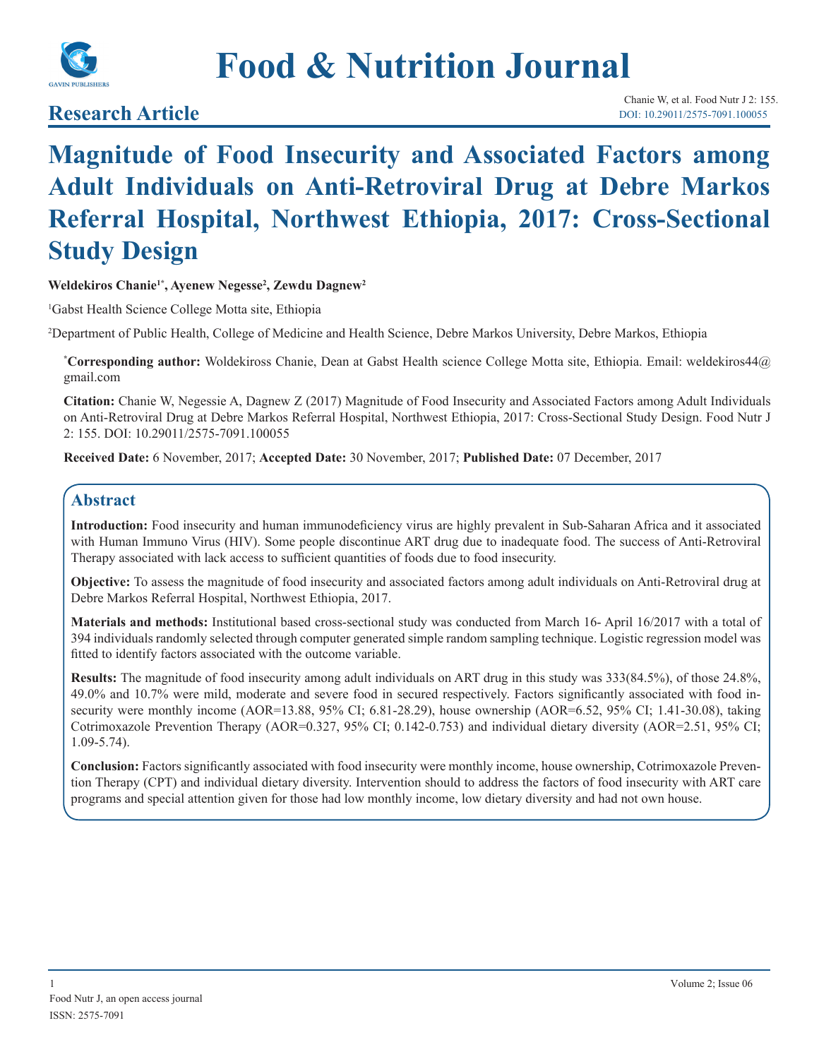# Food & Nutrition Journal

## Research Article

Chanie W, et al. Food Nutr J 2: 155.
DOI: 10.29011/2575-7091.100055

# Magnitude of Food Insecurity and Associated Factors among Adult Individuals on Anti-Retroviral Drug at Debre Markos Referral Hospital, Northwest Ethiopia, 2017: Cross-Sectional Study Design

**Weldekiros Chanie[1*], Ayenew Negesse[2], Zewdu Dagnew[2]**

[1]Gabst Health Science College Motta site, Ethiopia

[2]Department of Public Health, College of Medicine and Health Science, Debre Markos University, Debre Markos, Ethiopia

**[*]Corresponding author:** Woldekiross Chanie, Dean at Gabst Health science College Motta site, Ethiopia. Email: weldekiros44@gmail.com

**Citation:** Chanie W, Negessie A, Dagnew Z (2017) Magnitude of Food Insecurity and Associated Factors among Adult Individuals on Anti-Retroviral Drug at Debre Markos Referral Hospital, Northwest Ethiopia, 2017: Cross-Sectional Study Design. Food Nutr J 2: 155. DOI: 10.29011/2575-7091.100055

**Received Date:** 6 November, 2017; **Accepted Date:** 30 November, 2017; **Published Date:** 07 December, 2017

## Abstract

**Introduction:** Food insecurity and human immunodeficiency virus are highly prevalent in Sub-Saharan Africa and it associated with Human Immuno Virus (HIV). Some people discontinue ART drug due to inadequate food. The success of Anti-Retroviral Therapy associated with lack access to sufficient quantities of foods due to food insecurity.

**Objective:** To assess the magnitude of food insecurity and associated factors among adult individuals on Anti-Retroviral drug at Debre Markos Referral Hospital, Northwest Ethiopia, 2017.

**Materials and methods:** Institutional based cross-sectional study was conducted from March 16- April 16/2017 with a total of 394 individuals randomly selected through computer generated simple random sampling technique. Logistic regression model was fitted to identify factors associated with the outcome variable.

**Results:** The magnitude of food insecurity among adult individuals on ART drug in this study was 333(84.5%), of those 24.8%, 49.0% and 10.7% were mild, moderate and severe food in secured respectively. Factors significantly associated with food insecurity were monthly income (AOR=13.88, 95% CI; 6.81-28.29), house ownership (AOR=6.52, 95% CI; 1.41-30.08), taking Cotrimoxazole Prevention Therapy (AOR=0.327, 95% CI; 0.142-0.753) and individual dietary diversity (AOR=2.51, 95% CI; 1.09-5.74).

**Conclusion:** Factors significantly associated with food insecurity were monthly income, house ownership, Cotrimoxazole Prevention Therapy (CPT) and individual dietary diversity. Intervention should to address the factors of food insecurity with ART care programs and special attention given for those had low monthly income, low dietary diversity and had not own house.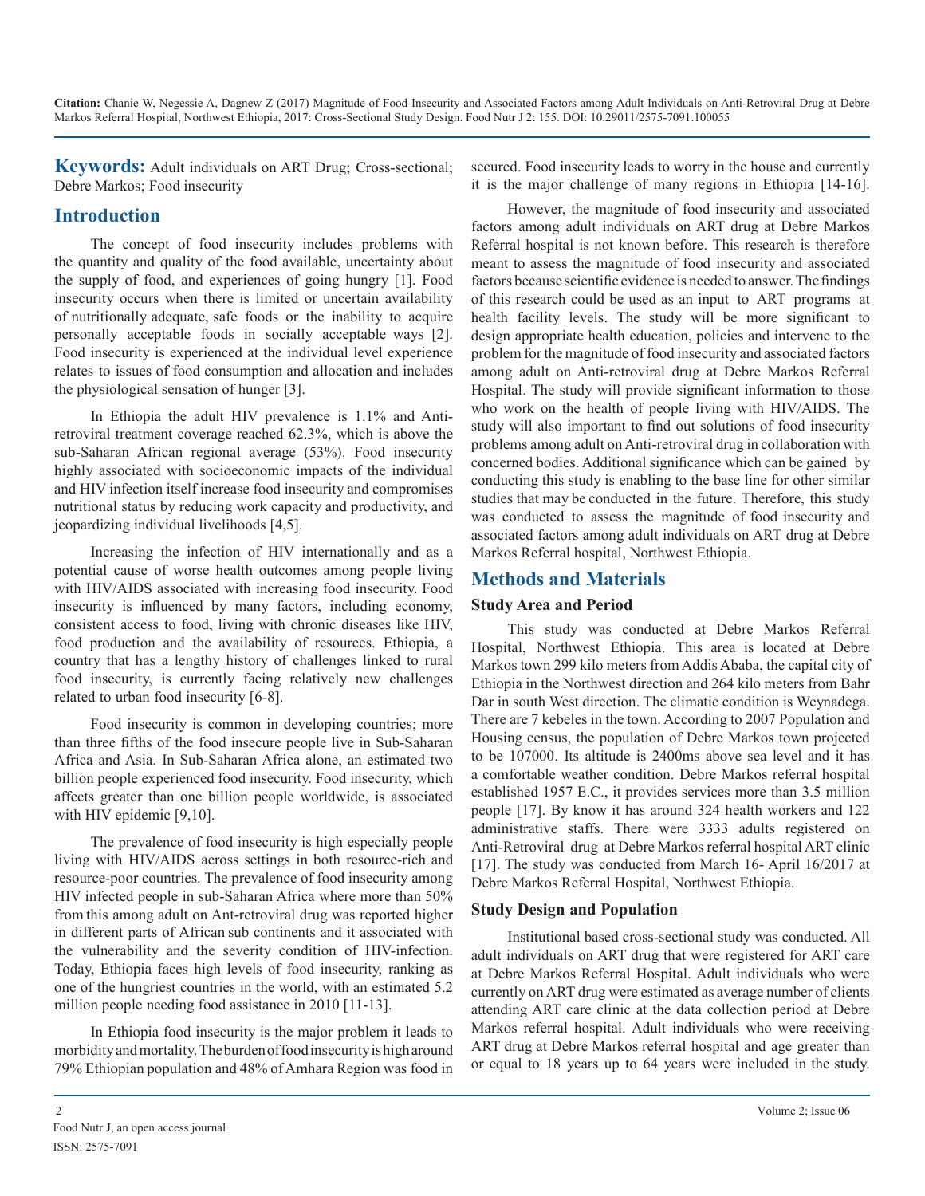**Keywords:** Adult individuals on ART Drug; Cross-sectional; Debre Markos; Food insecurity

## Introduction

The concept of food insecurity includes problems with the quantity and quality of the food available, uncertainty about the supply of food, and experiences of going hungry [1]. Food insecurity occurs when there is limited or uncertain availability of nutritionally adequate, safe foods or the inability to acquire personally acceptable foods in socially acceptable ways [2]. Food insecurity is experienced at the individual level experience relates to issues of food consumption and allocation and includes the physiological sensation of hunger [3].

In Ethiopia the adult HIV prevalence is 1.1% and Anti-retroviral treatment coverage reached 62.3%, which is above the sub-Saharan African regional average (53%). Food insecurity highly associated with socioeconomic impacts of the individual and HIV infection itself increase food insecurity and compromises nutritional status by reducing work capacity and productivity, and jeopardizing individual livelihoods [4,5].

Increasing the infection of HIV internationally and as a potential cause of worse health outcomes among people living with HIV/AIDS associated with increasing food insecurity. Food insecurity is influenced by many factors, including economy, consistent access to food, living with chronic diseases like HIV, food production and the availability of resources. Ethiopia, a country that has a lengthy history of challenges linked to rural food insecurity, is currently facing relatively new challenges related to urban food insecurity [6-8].

Food insecurity is common in developing countries; more than three fifths of the food insecure people live in Sub-Saharan Africa and Asia. In Sub-Saharan Africa alone, an estimated two billion people experienced food insecurity. Food insecurity, which affects greater than one billion people worldwide, is associated with HIV epidemic [9,10].

The prevalence of food insecurity is high especially people living with HIV/AIDS across settings in both resource-rich and resource-poor countries. The prevalence of food insecurity among HIV infected people in sub-Saharan Africa where more than 50% from this among adult on Ant-retroviral drug was reported higher in different parts of African sub continents and it associated with the vulnerability and the severity condition of HIV-infection. Today, Ethiopia faces high levels of food insecurity, ranking as one of the hungriest countries in the world, with an estimated 5.2 million people needing food assistance in 2010 [11-13].

In Ethiopia food insecurity is the major problem it leads to morbidity and mortality. The burden of food insecurity is high around 79% Ethiopian population and 48% of Amhara Region was food in secured. Food insecurity leads to worry in the house and currently it is the major challenge of many regions in Ethiopia [14-16].

However, the magnitude of food insecurity and associated factors among adult individuals on ART drug at Debre Markos Referral hospital is not known before. This research is therefore meant to assess the magnitude of food insecurity and associated factors because scientific evidence is needed to answer. The findings of this research could be used as an input to ART programs at health facility levels. The study will be more significant to design appropriate health education, policies and intervene to the problem for the magnitude of food insecurity and associated factors among adult on Anti-retroviral drug at Debre Markos Referral Hospital. The study will provide significant information to those who work on the health of people living with HIV/AIDS. The study will also important to find out solutions of food insecurity problems among adult on Anti-retroviral drug in collaboration with concerned bodies. Additional significance which can be gained by conducting this study is enabling to the base line for other similar studies that may be conducted in the future. Therefore, this study was conducted to assess the magnitude of food insecurity and associated factors among adult individuals on ART drug at Debre Markos Referral hospital, Northwest Ethiopia.

## Methods and Materials

### Study Area and Period

This study was conducted at Debre Markos Referral Hospital, Northwest Ethiopia. This area is located at Debre Markos town 299 kilo meters from Addis Ababa, the capital city of Ethiopia in the Northwest direction and 264 kilo meters from Bahr Dar in south West direction. The climatic condition is Weynadega. There are 7 kebeles in the town. According to 2007 Population and Housing census, the population of Debre Markos town projected to be 107000. Its altitude is 2400ms above sea level and it has a comfortable weather condition. Debre Markos referral hospital established 1957 E.C., it provides services more than 3.5 million people [17]. By know it has around 324 health workers and 122 administrative staffs. There were 3333 adults registered on Anti-Retroviral drug at Debre Markos referral hospital ART clinic [17]. The study was conducted from March 16- April 16/2017 at Debre Markos Referral Hospital, Northwest Ethiopia.

### Study Design and Population

Institutional based cross-sectional study was conducted. All adult individuals on ART drug that were registered for ART care at Debre Markos Referral Hospital. Adult individuals who were currently on ART drug were estimated as average number of clients attending ART care clinic at the data collection period at Debre Markos referral hospital. Adult individuals who were receiving ART drug at Debre Markos referral hospital and age greater than or equal to 18 years up to 64 years were included in the study.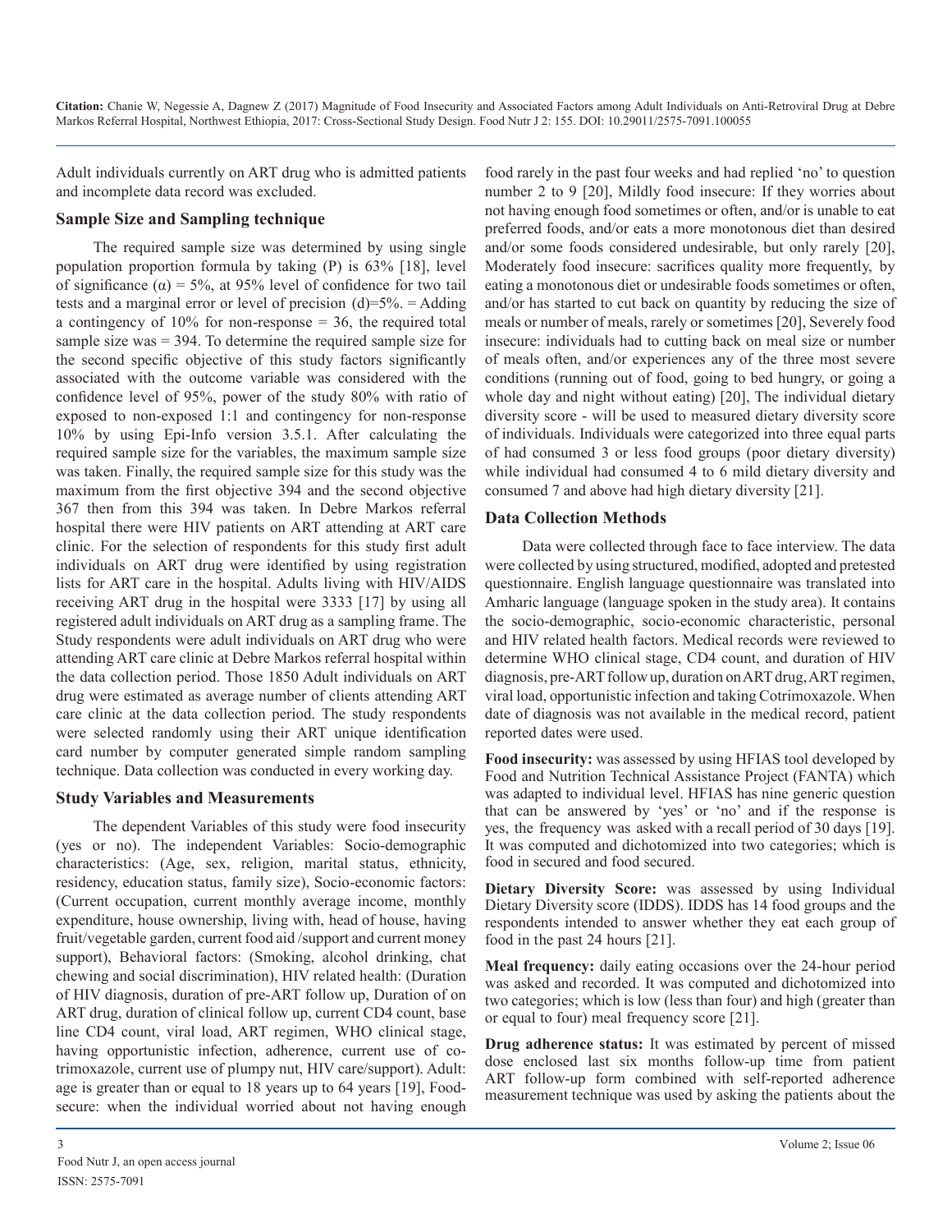Adult individuals currently on ART drug who is admitted patients and incomplete data record was excluded.

## Sample Size and Sampling technique

The required sample size was determined by using single population proportion formula by taking (P) is 63% [18], level of significance (α) = 5%, at 95% level of confidence for two tail tests and a marginal error or level of precision (d)=5%. = Adding a contingency of 10% for non-response = 36, the required total sample size was = 394. To determine the required sample size for the second specific objective of this study factors significantly associated with the outcome variable was considered with the confidence level of 95%, power of the study 80% with ratio of exposed to non-exposed 1:1 and contingency for non-response 10% by using Epi-Info version 3.5.1. After calculating the required sample size for the variables, the maximum sample size was taken. Finally, the required sample size for this study was the maximum from the first objective 394 and the second objective 367 then from this 394 was taken. In Debre Markos referral hospital there were HIV patients on ART attending at ART care clinic. For the selection of respondents for this study first adult individuals on ART drug were identified by using registration lists for ART care in the hospital. Adults living with HIV/AIDS receiving ART drug in the hospital were 3333 [17] by using all registered adult individuals on ART drug as a sampling frame. The Study respondents were adult individuals on ART drug who were attending ART care clinic at Debre Markos referral hospital within the data collection period. Those 1850 Adult individuals on ART drug were estimated as average number of clients attending ART care clinic at the data collection period. The study respondents were selected randomly using their ART unique identification card number by computer generated simple random sampling technique. Data collection was conducted in every working day.

## Study Variables and Measurements

The dependent Variables of this study were food insecurity (yes or no). The independent Variables: Socio-demographic characteristics: (Age, sex, religion, marital status, ethnicity, residency, education status, family size), Socio-economic factors: (Current occupation, current monthly average income, monthly expenditure, house ownership, living with, head of house, having fruit/vegetable garden, current food aid /support and current money support), Behavioral factors: (Smoking, alcohol drinking, chat chewing and social discrimination), HIV related health: (Duration of HIV diagnosis, duration of pre-ART follow up, Duration of on ART drug, duration of clinical follow up, current CD4 count, base line CD4 count, viral load, ART regimen, WHO clinical stage, having opportunistic infection, adherence, current use of co-trimoxazole, current use of plumpy nut, HIV care/support). Adult: age is greater than or equal to 18 years up to 64 years [19], Food-secure: when the individual worried about not having enough food rarely in the past four weeks and had replied 'no' to question number 2 to 9 [20], Mildly food insecure: If they worries about not having enough food sometimes or often, and/or is unable to eat preferred foods, and/or eats a more monotonous diet than desired and/or some foods considered undesirable, but only rarely [20], Moderately food insecure: sacrifices quality more frequently, by eating a monotonous diet or undesirable foods sometimes or often, and/or has started to cut back on quantity by reducing the size of meals or number of meals, rarely or sometimes [20], Severely food insecure: individuals had to cutting back on meal size or number of meals often, and/or experiences any of the three most severe conditions (running out of food, going to bed hungry, or going a whole day and night without eating) [20], The individual dietary diversity score - will be used to measured dietary diversity score of individuals. Individuals were categorized into three equal parts of had consumed 3 or less food groups (poor dietary diversity) while individual had consumed 4 to 6 mild dietary diversity and consumed 7 and above had high dietary diversity [21].

## Data Collection Methods

Data were collected through face to face interview. The data were collected by using structured, modified, adopted and pretested questionnaire. English language questionnaire was translated into Amharic language (language spoken in the study area). It contains the socio-demographic, socio-economic characteristic, personal and HIV related health factors. Medical records were reviewed to determine WHO clinical stage, CD4 count, and duration of HIV diagnosis, pre-ART follow up, duration on ART drug, ART regimen, viral load, opportunistic infection and taking Cotrimoxazole. When date of diagnosis was not available in the medical record, patient reported dates were used.

**Food insecurity:** was assessed by using HFIAS tool developed by Food and Nutrition Technical Assistance Project (FANTA) which was adapted to individual level. HFIAS has nine generic question that can be answered by 'yes' or 'no' and if the response is yes, the frequency was asked with a recall period of 30 days [19]. It was computed and dichotomized into two categories; which is food in secured and food secured.

**Dietary Diversity Score:** was assessed by using Individual Dietary Diversity score (IDDS). IDDS has 14 food groups and the respondents intended to answer whether they eat each group of food in the past 24 hours [21].

**Meal frequency:** daily eating occasions over the 24-hour period was asked and recorded. It was computed and dichotomized into two categories; which is low (less than four) and high (greater than or equal to four) meal frequency score [21].

**Drug adherence status:** It was estimated by percent of missed dose enclosed last six months follow-up time from patient ART follow-up form combined with self-reported adherence measurement technique was used by asking the patients about the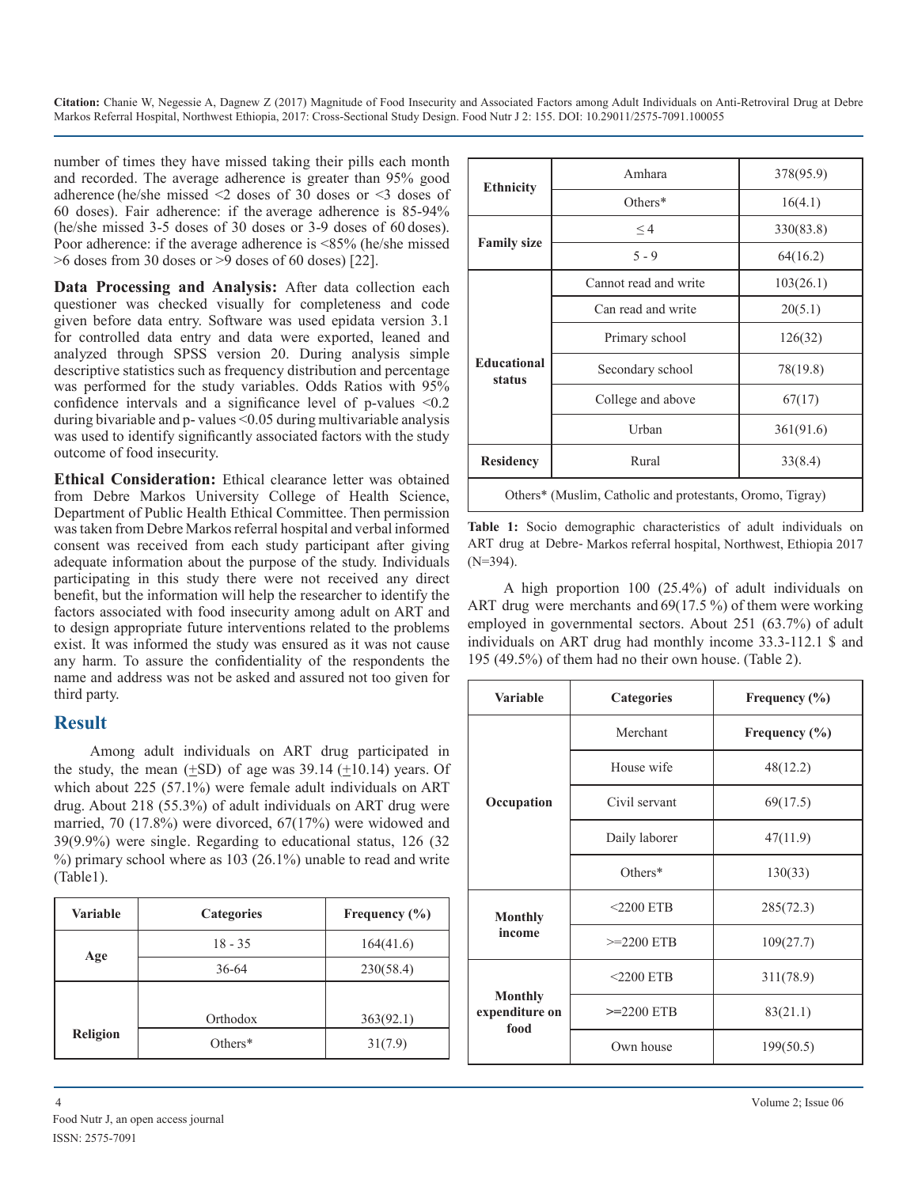number of times they have missed taking their pills each month and recorded. The average adherence is greater than 95% good adherence (he/she missed <2 doses of 30 doses or <3 doses of 60 doses). Fair adherence: if the average adherence is 85-94% (he/she missed 3-5 doses of 30 doses or 3-9 doses of 60 doses). Poor adherence: if the average adherence is <85% (he/she missed >6 doses from 30 doses or >9 doses of 60 doses) [22].

**Data Processing and Analysis:** After data collection each questioner was checked visually for completeness and code given before data entry. Software was used epidata version 3.1 for controlled data entry and data were exported, leaned and analyzed through SPSS version 20. During analysis simple descriptive statistics such as frequency distribution and percentage was performed for the study variables. Odds Ratios with 95% confidence intervals and a significance level of p-values <0.2 during bivariable and p- values <0.05 during multivariable analysis was used to identify significantly associated factors with the study outcome of food insecurity.

**Ethical Consideration:** Ethical clearance letter was obtained from Debre Markos University College of Health Science, Department of Public Health Ethical Committee. Then permission was taken from Debre Markos referral hospital and verbal informed consent was received from each study participant after giving adequate information about the purpose of the study. Individuals participating in this study there were not received any direct benefit, but the information will help the researcher to identify the factors associated with food insecurity among adult on ART and to design appropriate future interventions related to the problems exist. It was informed the study was ensured as it was not cause any harm. To assure the confidentiality of the respondents the name and address was not be asked and assured not too given for third party.

## Result

Among adult individuals on ART drug participated in the study, the mean (±SD) of age was 39.14 (±10.14) years. Of which about 225 (57.1%) were female adult individuals on ART drug. About 218 (55.3%) of adult individuals on ART drug were married, 70 (17.8%) were divorced, 67(17%) were widowed and 39(9.9%) were single. Regarding to educational status, 126 (32 %) primary school where as 103 (26.1%) unable to read and write (Table1).

| Variable | Categories | Frequency (%) |
|---|---|---|
| Age | 18 - 35 | 164(41.6) |
| | 36-64 | 230(58.4) |
| Religion | Orthodox | 363(92.1) |
| | Others* | 31(7.9) |
| Ethnicity | Amhara | 378(95.9) |
| | Others* | 16(4.1) |
| Family size | ≤ 4 | 330(83.8) |
| | 5 - 9 | 64(16.2) |
| Educational status | Cannot read and write | 103(26.1) |
| | Can read and write | 20(5.1) |
| | Primary school | 126(32) |
| | Secondary school | 78(19.8) |
| | College and above | 67(17) |
| Residency | Urban | 361(91.6) |
| | Rural | 33(8.4) |
| Others* (Muslim, Catholic and protestants, Oromo, Tigray) | | |

**Table 1:** Socio demographic characteristics of adult individuals on ART drug at Debre- Markos referral hospital, Northwest, Ethiopia 2017 (N=394).

A high proportion 100 (25.4%) of adult individuals on ART drug were merchants and 69(17.5 %) of them were working employed in governmental sectors. About 251 (63.7%) of adult individuals on ART drug had monthly income 33.3-112.1 $ and 195 (49.5%) of them had no their own house. (Table 2).

| Variable | Categories | Frequency (%) |
|---|---|---|
| Occupation | Merchant | **Frequency (%)** |
| | House wife | 48(12.2) |
| | Civil servant | 69(17.5) |
| | Daily laborer | 47(11.9) |
| | Others* | 130(33) |
| Monthly income | <2200 ETB | 285(72.3) |
| | >=2200 ETB | 109(27.7) |
| Monthly expenditure on food | <2200 ETB | 311(78.9) |
| | >=2200 ETB | 83(21.1) |
| | Own house | 199(50.5) |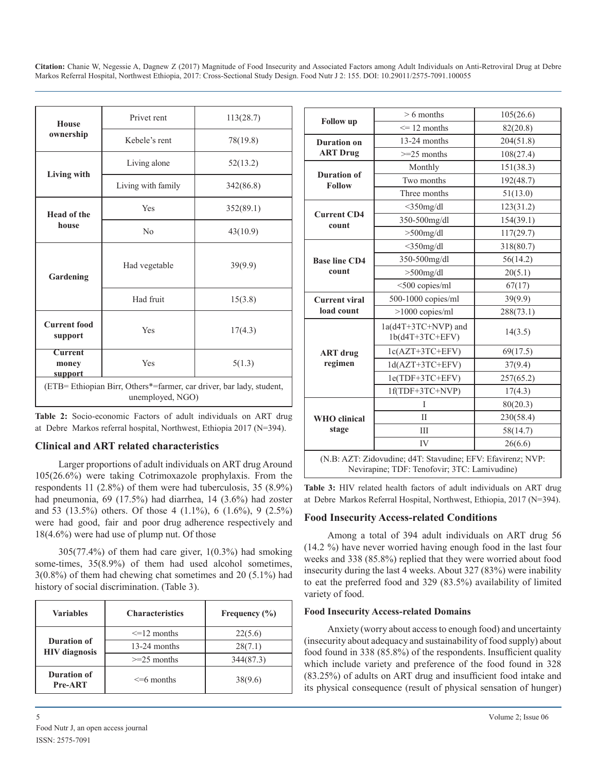| House ownership | Privet rent | 113(28.7) |
|---|---|---|
| | Kebele's rent | 78(19.8) |
| Living with | Living alone | 52(13.2) |
| | Living with family | 342(86.8) |
| Head of the house | Yes | 352(89.1) |
| | No | 43(10.9) |
| Gardening | Had vegetable | 39(9.9) |
| | Had fruit | 15(3.8) |
| Current food support | Yes | 17(4.3) |
| Current money support | Yes | 5(1.3) |
| (ETB= Ethiopian Birr, Others*=farmer, car driver, bar lady, student, unemployed, NGO) | | |

**Table 2:** Socio-economic Factors of adult individuals on ART drug at Debre Markos referral hospital, Northwest, Ethiopia 2017 (N=394).

## Clinical and ART related characteristics

Larger proportions of adult individuals on ART drug Around 105(26.6%) were taking Cotrimoxazole prophylaxis. From the respondents 11 (2.8%) of them were had tuberculosis, 35 (8.9%) had pneumonia, 69 (17.5%) had diarrhea, 14 (3.6%) had zoster and 53 (13.5%) others. Of those 4 (1.1%), 6 (1.6%), 9 (2.5%) were had good, fair and poor drug adherence respectively and 18(4.6%) were had use of plump nut. Of those

305(77.4%) of them had care giver, 1(0.3%) had smoking some-times, 35(8.9%) of them had used alcohol sometimes, 3(0.8%) of them had chewing chat sometimes and 20 (5.1%) had history of social discrimination. (Table 3).

| Variables | Characteristics | Frequency (%) |
|---|---|---|
| Duration of HIV diagnosis | <=12 months | 22(5.6) |
| | 13-24 months | 28(7.1) |
| | >=25 months | 344(87.3) |
| Duration of Pre-ART | <=6 months | 38(9.6) |
| Follow up | > 6 months | 105(26.6) |
| Duration on ART Drug | <= 12 months | 82(20.8) |
| | 13-24 months | 204(51.8) |
| | >=25 months | 108(27.4) |
| Duration of Follow | Monthly | 151(38.3) |
| | Two months | 192(48.7) |
| | Three months | 51(13.0) |
| Current CD4 count | <350mg/dl | 123(31.2) |
| | 350-500mg/dl | 154(39.1) |
| | >500mg/dl | 117(29.7) |
| Base line CD4 count | <350mg/dl | 318(80.7) |
| | 350-500mg/dl | 56(14.2) |
| | >500mg/dl | 20(5.1) |
| Current viral load count | <500 copies/ml | 67(17) |
| | 500-1000 copies/ml | 39(9.9) |
| | >1000 copies/ml | 288(73.1) |
| ART drug regimen | 1a(d4T+3TC+NVP) and 1b(d4T+3TC+EFV) | 14(3.5) |
| | 1c(AZT+3TC+EFV) | 69(17.5) |
| | 1d(AZT+3TC+EFV) | 37(9.4) |
| | 1e(TDF+3TC+EFV) | 257(65.2) |
| | 1f(TDF+3TC+NVP) | 17(4.3) |
| WHO clinical stage | I | 80(20.3) |
| | II | 230(58.4) |
| | III | 58(14.7) |
| | IV | 26(6.6) |
| (N.B: AZT: Zidovudine; d4T: Stavudine; EFV: Efavirenz; NVP: Nevirapine; TDF: Tenofovir; 3TC: Lamivudine) | | |

**Table 3:** HIV related health factors of adult individuals on ART drug at Debre Markos Referral Hospital, Northwest, Ethiopia, 2017 (N=394).

## Food Insecurity Access-related Conditions

Among a total of 394 adult individuals on ART drug 56 (14.2 %) have never worried having enough food in the last four weeks and 338 (85.8%) replied that they were worried about food insecurity during the last 4 weeks. About 327 (83%) were inability to eat the preferred food and 329 (83.5%) availability of limited variety of food.

### Food Insecurity Access-related Domains

Anxiety (worry about access to enough food) and uncertainty (insecurity about adequacy and sustainability of food supply) about food found in 338 (85.8%) of the respondents. Insufficient quality which include variety and preference of the food found in 328 (83.25%) of adults on ART drug and insufficient food intake and its physical consequence (result of physical sensation of hunger)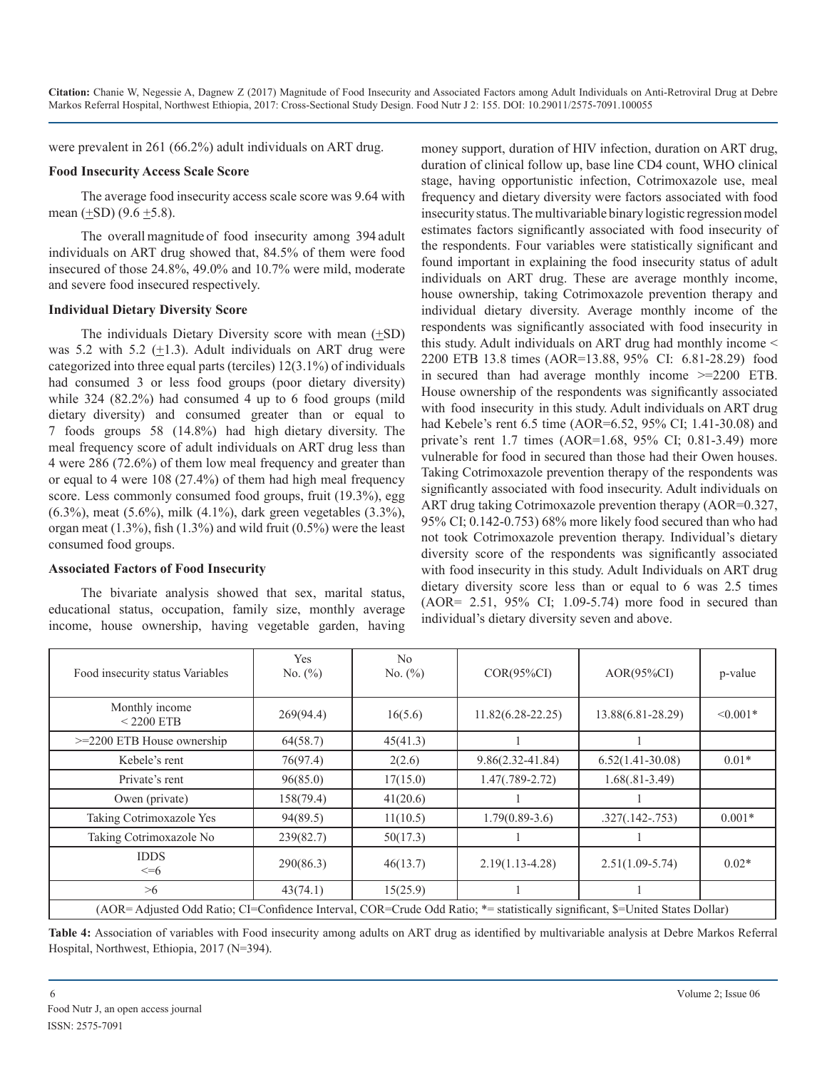were prevalent in 261 (66.2%) adult individuals on ART drug.

### Food Insecurity Access Scale Score

The average food insecurity access scale score was 9.64 with mean (+SD) (9.6 +5.8).

The overall magnitude of food insecurity among 394 adult individuals on ART drug showed that, 84.5% of them were food insecured of those 24.8%, 49.0% and 10.7% were mild, moderate and severe food insecured respectively.

### Individual Dietary Diversity Score

The individuals Dietary Diversity score with mean (+SD) was 5.2 with 5.2 (+1.3). Adult individuals on ART drug were categorized into three equal parts (terciles) 12(3.1%) of individuals had consumed 3 or less food groups (poor dietary diversity) while 324 (82.2%) had consumed 4 up to 6 food groups (mild dietary diversity) and consumed greater than or equal to 7 foods groups 58 (14.8%) had high dietary diversity. The meal frequency score of adult individuals on ART drug less than 4 were 286 (72.6%) of them low meal frequency and greater than or equal to 4 were 108 (27.4%) of them had high meal frequency score. Less commonly consumed food groups, fruit (19.3%), egg (6.3%), meat (5.6%), milk (4.1%), dark green vegetables (3.3%), organ meat (1.3%), fish (1.3%) and wild fruit (0.5%) were the least consumed food groups.

### Associated Factors of Food Insecurity

The bivariate analysis showed that sex, marital status, educational status, occupation, family size, monthly average income, house ownership, having vegetable garden, having money support, duration of HIV infection, duration on ART drug, duration of clinical follow up, base line CD4 count, WHO clinical stage, having opportunistic infection, Cotrimoxazole use, meal frequency and dietary diversity were factors associated with food insecurity status. The multivariable binary logistic regression model estimates factors significantly associated with food insecurity of the respondents. Four variables were statistically significant and found important in explaining the food insecurity status of adult individuals on ART drug. These are average monthly income, house ownership, taking Cotrimoxazole prevention therapy and individual dietary diversity. Average monthly income of the respondents was significantly associated with food insecurity in this study. Adult individuals on ART drug had monthly income < 2200 ETB 13.8 times (AOR=13.88, 95% CI: 6.81-28.29) food in secured than had average monthly income >=2200 ETB. House ownership of the respondents was significantly associated with food insecurity in this study. Adult individuals on ART drug had Kebele's rent 6.5 time (AOR=6.52, 95% CI; 1.41-30.08) and private's rent 1.7 times (AOR=1.68, 95% CI; 0.81-3.49) more vulnerable for food in secured than those had their Owen houses. Taking Cotrimoxazole prevention therapy of the respondents was significantly associated with food insecurity. Adult individuals on ART drug taking Cotrimoxazole prevention therapy (AOR=0.327, 95% CI; 0.142-0.753) 68% more likely food secured than who had not took Cotrimoxazole prevention therapy. Individual's dietary diversity score of the respondents was significantly associated with food insecurity in this study. Adult Individuals on ART drug dietary diversity score less than or equal to 6 was 2.5 times (AOR= 2.51, 95% CI; 1.09-5.74) more food in secured than individual's dietary diversity seven and above.

| Food insecurity status Variables | Yes No. (%) | No No. (%) | COR(95%CI) | AOR(95%CI) | p-value |
|---|---|---|---|---|---|
| Monthly income < 2200 ETB | 269(94.4) | 16(5.6) | 11.82(6.28-22.25) | 13.88(6.81-28.29) | <0.001* |
| >=2200 ETB House ownership | 64(58.7) | 45(41.3) | 1 | 1 | |
| Kebele's rent | 76(97.4) | 2(2.6) | 9.86(2.32-41.84) | 6.52(1.41-30.08) | 0.01* |
| Private's rent | 96(85.0) | 17(15.0) | 1.47(.789-2.72) | 1.68(.81-3.49) | |
| Owen (private) | 158(79.4) | 41(20.6) | 1 | 1 | |
| Taking Cotrimoxazole Yes | 94(89.5) | 11(10.5) | 1.79(0.89-3.6) | .327(.142-.753) | 0.001* |
| Taking Cotrimoxazole No | 239(82.7) | 50(17.3) | 1 | 1 | |
| IDDS <=6 | 290(86.3) | 46(13.7) | 2.19(1.13-4.28) | 2.51(1.09-5.74) | 0.02* |
| >6 | 43(74.1) | 15(25.9) | 1 | 1 | |
| (AOR= Adjusted Odd Ratio; CI=Confidence Interval, COR=Crude Odd Ratio; *= statistically significant, $=United States Dollar) | | | | | |

**Table 4:** Association of variables with Food insecurity among adults on ART drug as identified by multivariable analysis at Debre Markos Referral Hospital, Northwest, Ethiopia, 2017 (N=394).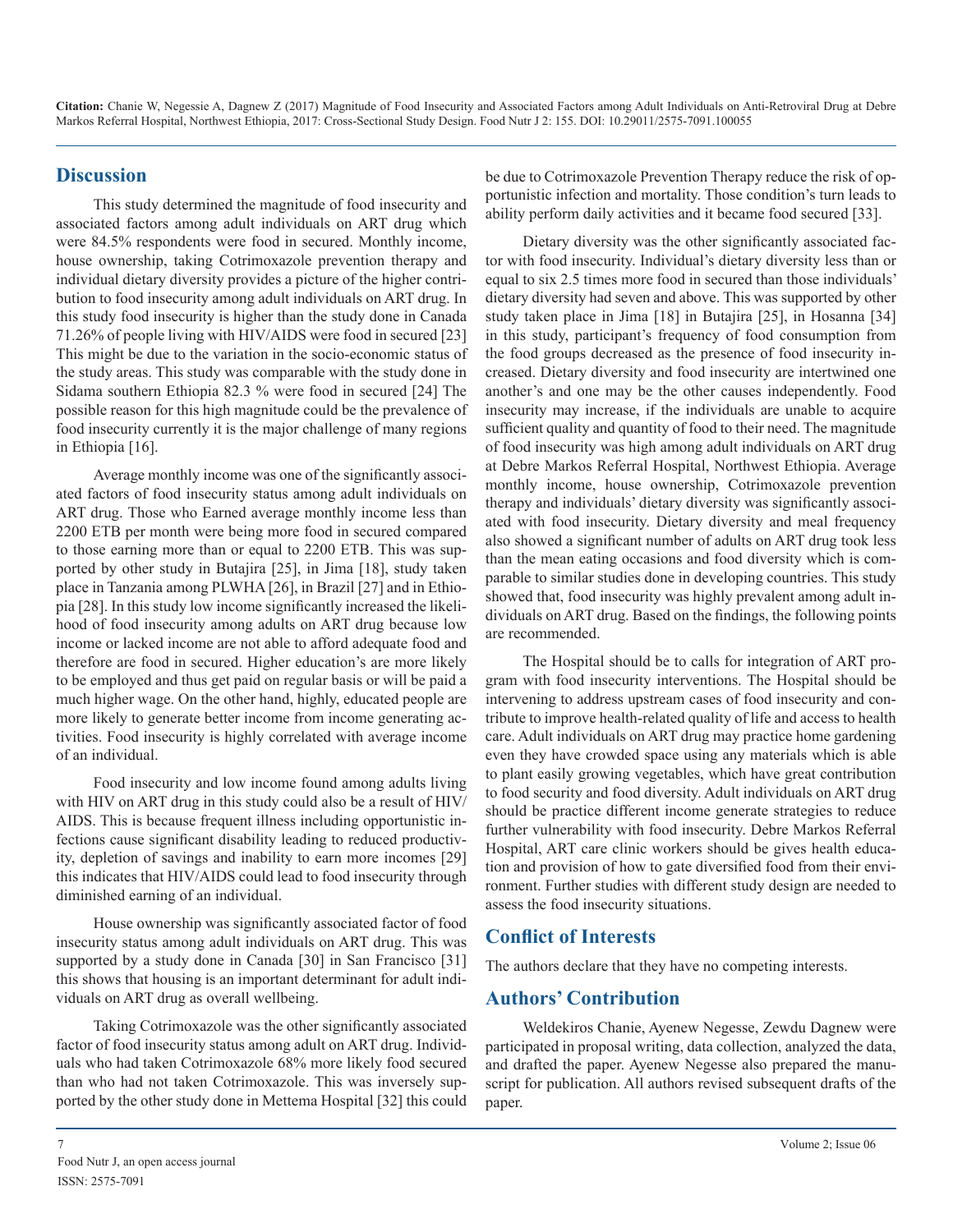## Discussion

This study determined the magnitude of food insecurity and associated factors among adult individuals on ART drug which were 84.5% respondents were food in secured. Monthly income, house ownership, taking Cotrimoxazole prevention therapy and individual dietary diversity provides a picture of the higher contribution to food insecurity among adult individuals on ART drug. In this study food insecurity is higher than the study done in Canada 71.26% of people living with HIV/AIDS were food in secured [23] This might be due to the variation in the socio-economic status of the study areas. This study was comparable with the study done in Sidama southern Ethiopia 82.3 % were food in secured [24] The possible reason for this high magnitude could be the prevalence of food insecurity currently it is the major challenge of many regions in Ethiopia [16].

Average monthly income was one of the significantly associated factors of food insecurity status among adult individuals on ART drug. Those who Earned average monthly income less than 2200 ETB per month were being more food in secured compared to those earning more than or equal to 2200 ETB. This was supported by other study in Butajira [25], in Jima [18], study taken place in Tanzania among PLWHA [26], in Brazil [27] and in Ethiopia [28]. In this study low income significantly increased the likelihood of food insecurity among adults on ART drug because low income or lacked income are not able to afford adequate food and therefore are food in secured. Higher education's are more likely to be employed and thus get paid on regular basis or will be paid a much higher wage. On the other hand, highly, educated people are more likely to generate better income from income generating activities. Food insecurity is highly correlated with average income of an individual.

Food insecurity and low income found among adults living with HIV on ART drug in this study could also be a result of HIV/AIDS. This is because frequent illness including opportunistic infections cause significant disability leading to reduced productivity, depletion of savings and inability to earn more incomes [29] this indicates that HIV/AIDS could lead to food insecurity through diminished earning of an individual.

House ownership was significantly associated factor of food insecurity status among adult individuals on ART drug. This was supported by a study done in Canada [30] in San Francisco [31] this shows that housing is an important determinant for adult individuals on ART drug as overall wellbeing.

Taking Cotrimoxazole was the other significantly associated factor of food insecurity status among adult on ART drug. Individuals who had taken Cotrimoxazole 68% more likely food secured than who had not taken Cotrimoxazole. This was inversely supported by the other study done in Mettema Hospital [32] this could be due to Cotrimoxazole Prevention Therapy reduce the risk of opportunistic infection and mortality. Those condition's turn leads to ability perform daily activities and it became food secured [33].

Dietary diversity was the other significantly associated factor with food insecurity. Individual's dietary diversity less than or equal to six 2.5 times more food in secured than those individuals' dietary diversity had seven and above. This was supported by other study taken place in Jima [18] in Butajira [25], in Hosanna [34] in this study, participant's frequency of food consumption from the food groups decreased as the presence of food insecurity increased. Dietary diversity and food insecurity are intertwined one another's and one may be the other causes independently. Food insecurity may increase, if the individuals are unable to acquire sufficient quality and quantity of food to their need. The magnitude of food insecurity was high among adult individuals on ART drug at Debre Markos Referral Hospital, Northwest Ethiopia. Average monthly income, house ownership, Cotrimoxazole prevention therapy and individuals' dietary diversity was significantly associated with food insecurity. Dietary diversity and meal frequency also showed a significant number of adults on ART drug took less than the mean eating occasions and food diversity which is comparable to similar studies done in developing countries. This study showed that, food insecurity was highly prevalent among adult individuals on ART drug. Based on the findings, the following points are recommended.

The Hospital should be to calls for integration of ART program with food insecurity interventions. The Hospital should be intervening to address upstream cases of food insecurity and contribute to improve health-related quality of life and access to health care. Adult individuals on ART drug may practice home gardening even they have crowded space using any materials which is able to plant easily growing vegetables, which have great contribution to food security and food diversity. Adult individuals on ART drug should be practice different income generate strategies to reduce further vulnerability with food insecurity. Debre Markos Referral Hospital, ART care clinic workers should be gives health education and provision of how to gate diversified food from their environment. Further studies with different study design are needed to assess the food insecurity situations.

## Conflict of Interests

The authors declare that they have no competing interests.

## Authors' Contribution

Weldekiros Chanie, Ayenew Negesse, Zewdu Dagnew were participated in proposal writing, data collection, analyzed the data, and drafted the paper. Ayenew Negesse also prepared the manuscript for publication. All authors revised subsequent drafts of the paper.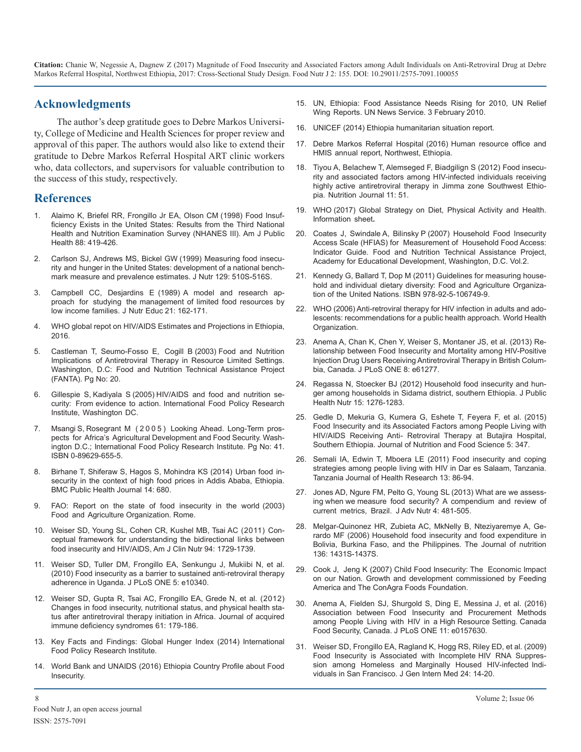## Acknowledgments

The author's deep gratitude goes to Debre Markos University, College of Medicine and Health Sciences for proper review and approval of this paper. The authors would also like to extend their gratitude to Debre Markos Referral Hospital ART clinic workers who, data collectors, and supervisors for valuable contribution to the success of this study, respectively.

## References

1. Alaimo K, Briefel RR, Frongillo Jr EA, Olson CM (1998) Food Insufficiency Exists in the United States: Results from the Third National Health and Nutrition Examination Survey (NHANES III). Am J Public Health 88: 419-426.
2. Carlson SJ, Andrews MS, Bickel GW (1999) Measuring food insecurity and hunger in the United States: development of a national benchmark measure and prevalence estimates. J Nutr 129: 510S-516S.
3. Campbell CC, Desjardins E (1989) A model and research approach for studying the management of limited food resources by low income families. J Nutr Educ 21: 162-171.
4. WHO global repot on HIV/AIDS Estimates and Projections in Ethiopia, 2016.
5. Castleman T, Seumo-Fosso E, Cogill B (2003) Food and Nutrition Implications of Antiretroviral Therapy in Resource Limited Settings. Washington, D.C: Food and Nutrition Technical Assistance Project (FANTA). Pg No: 20.
6. Gillespie S, Kadiyala S (2005) HIV/AIDS and food and nutrition security: From evidence to action. International Food Policy Research Institute, Washington DC.
7. Msangi S, Rosegrant M (2005) Looking Ahead. Long-Term prospects for Africa's Agricultural Development and Food Security. Washington D.C.; International Food Policy Research Institute. Pg No: 41. ISBN 0-89629-655-5.
8. Birhane T, Shiferaw S, Hagos S, Mohindra KS (2014) Urban food insecurity in the context of high food prices in Addis Ababa, Ethiopia. BMC Public Health Journal 14: 680.
9. FAO: Report on the state of food insecurity in the world (2003) Food and Agriculture Organization. Rome.
10. Weiser SD, Young SL, Cohen CR, Kushel MB, Tsai AC (2011) Conceptual framework for understanding the bidirectional links between food insecurity and HIV/AIDS, Am J Clin Nutr 94: 1729-1739.
11. Weiser SD, Tuller DM, Frongillo EA, Senkungu J, Mukiibi N, et al. (2010) Food insecurity as a barrier to sustained anti-retroviral therapy adherence in Uganda. J PLoS ONE 5: e10340.
12. Weiser SD, Gupta R, Tsai AC, Frongillo EA, Grede N, et al. (2012) Changes in food insecurity, nutritional status, and physical health status after antiretroviral therapy initiation in Africa. Journal of acquired immune deficiency syndromes 61: 179-186.
13. Key Facts and Findings: Global Hunger Index (2014) International Food Policy Research Institute.
14. World Bank and UNAIDS (2016) Ethiopia Country Profile about Food Insecurity.
15. UN, Ethiopia: Food Assistance Needs Rising for 2010, UN Relief Wing Reports. UN News Service. 3 February 2010.
16. UNICEF (2014) Ethiopia humanitarian situation report.
17. Debre Markos Referral Hospital (2016) Human resource office and HMIS annual report, Northwest, Ethiopia.
18. Tiyou A, Belachew T, Alemseged F, Biadgilign S (2012) Food insecurity and associated factors among HIV-infected individuals receiving highly active antiretroviral therapy in Jimma zone Southwest Ethiopia. Nutrition Journal 11: 51.
19. WHO (2017) Global Strategy on Diet, Physical Activity and Health. Information sheet**.**
20. Coates J, Swindale A, Bilinsky P (2007) Household Food Insecurity Access Scale (HFIAS) for Measurement of Household Food Access: Indicator Guide. Food and Nutrition Technical Assistance Project, Academy for Educational Development, Washington, D.C. Vol.2.
21. Kennedy G, Ballard T, Dop M (2011) Guidelines for measuring household and individual dietary diversity: Food and Agriculture Organization of the United Nations. ISBN 978-92-5-106749-9.
22. WHO (2006) Anti-retroviral therapy for HIV infection in adults and adolescents: recommendations for a public health approach. World Health Organization.
23. Anema A, Chan K, Chen Y, Weiser S, Montaner JS, et al. (2013) Relationship between Food Insecurity and Mortality among HIV-Positive Injection Drug Users Receiving Antiretroviral Therapy in British Columbia, Canada. J PLoS ONE 8: e61277.
24. Regassa N, Stoecker BJ (2012) Household food insecurity and hunger among households in Sidama district, southern Ethiopia. J Public Health Nutr 15: 1276-1283.
25. Gedle D, Mekuria G, Kumera G, Eshete T, Feyera F, et al. (2015) Food Insecurity and its Associated Factors among People Living with HIV/AIDS Receiving Anti- Retroviral Therapy at Butajira Hospital, Southern Ethiopia. Journal of Nutrition and Food Science 5: 347.
26. Semali IA, Edwin T, Mboera LE (2011) Food insecurity and coping strategies among people living with HIV in Dar es Salaam, Tanzania. Tanzania Journal of Health Research 13: 86-94.
27. Jones AD, Ngure FM, Pelto G, Young SL (2013) What are we assessing when we measure food security? A compendium and review of current metrics, Brazil. J Adv Nutr 4: 481-505.
28. Melgar-Quinonez HR, Zubieta AC, MkNelly B, Nteziyaremye A, Gerardo MF (2006) Household food insecurity and food expenditure in Bolivia, Burkina Faso, and the Philippines. The Journal of nutrition 136: 1431S-1437S.
29. Cook J, Jeng K (2007) Child Food Insecurity: The Economic Impact on our Nation. Growth and development commissioned by Feeding America and The ConAgra Foods Foundation.
30. Anema A, Fielden SJ, Shurgold S, Ding E, Messina J, et al. (2016) Association between Food Insecurity and Procurement Methods among People Living with HIV in a High Resource Setting. Canada Food Security, Canada. J PLoS ONE 11: e0157630.
31. Weiser SD, Frongillo EA, Ragland K, Hogg RS, Riley ED, et al. (2009) Food Insecurity is Associated with Incomplete HIV RNA Suppression among Homeless and Marginally Housed HIV-infected Individuals in San Francisco. J Gen Intern Med 24: 14-20.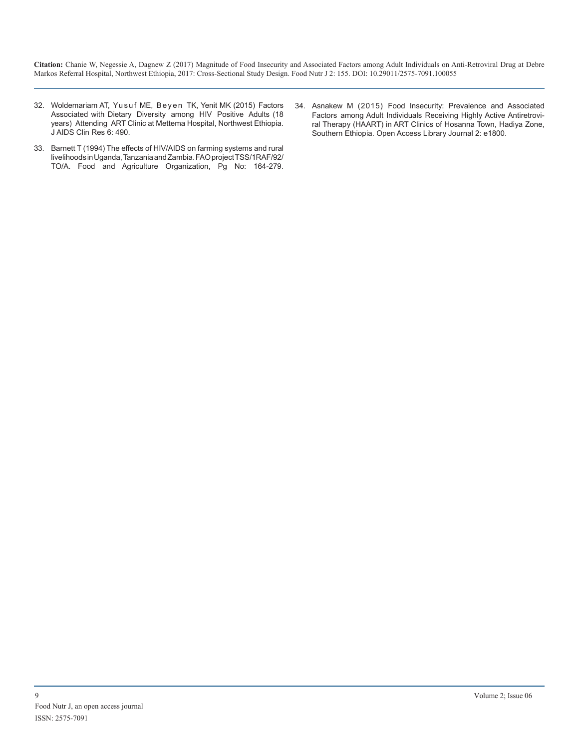32. Woldemariam AT, Yusuf ME, Beyen TK, Yenit MK (2015) Factors Associated with Dietary Diversity among HIV Positive Adults (18 years) Attending ART Clinic at Mettema Hospital, Northwest Ethiopia. J AIDS Clin Res 6: 490.

33. Barnett T (1994) The effects of HIV/AIDS on farming systems and rural livelihoods in Uganda, Tanzania and Zambia. FAO project TSS/1RAF/92/TO/A. Food and Agriculture Organization, Pg No: 164-279.

34. Asnakew M (2015) Food Insecurity: Prevalence and Associated Factors among Adult Individuals Receiving Highly Active Antiretroviral Therapy (HAART) in ART Clinics of Hosanna Town, Hadiya Zone, Southern Ethiopia. Open Access Library Journal 2: e1800.